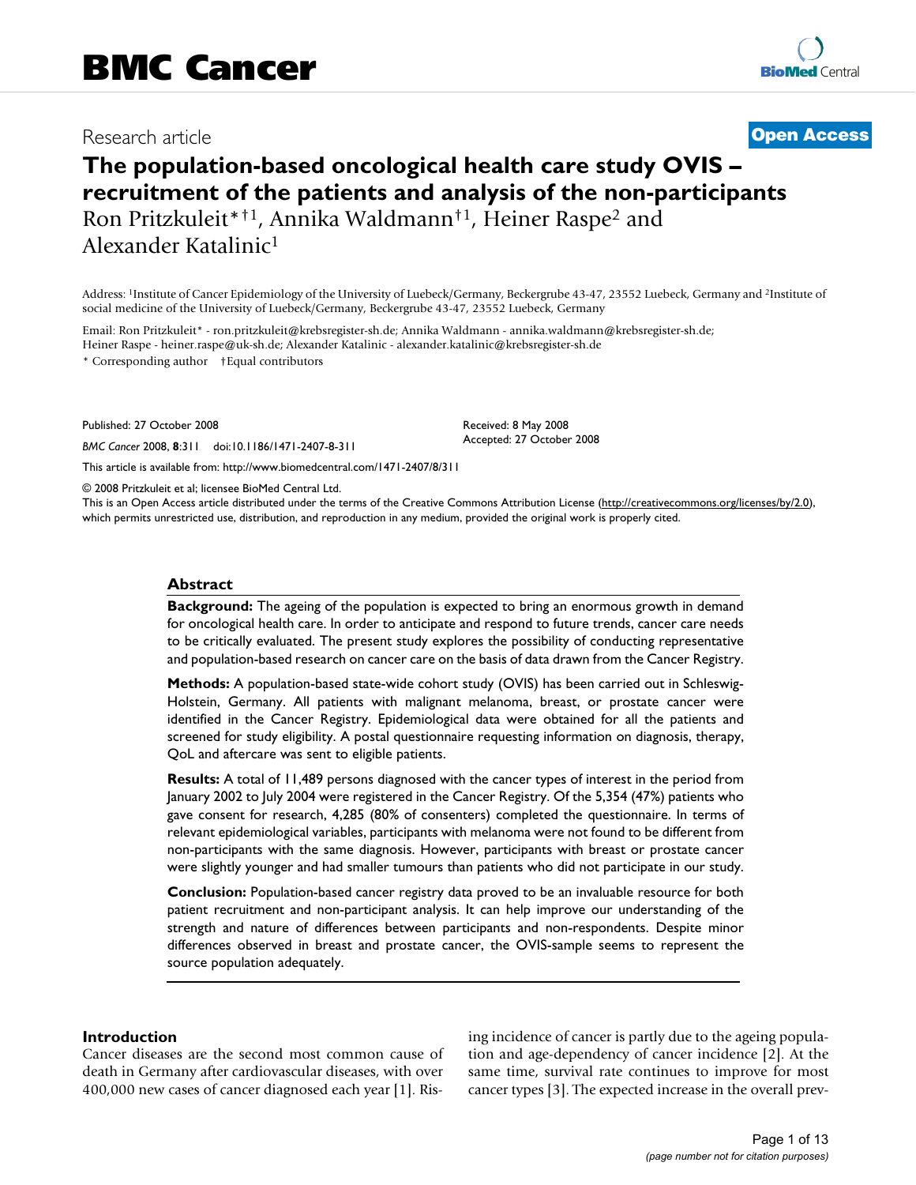# BMC Cancer

Research article

**Open Access**

# The population-based oncological health care study OVIS – recruitment of the patients and analysis of the non-participants

Ron Pritzkuleit*†[1], Annika Waldmann†[1], Heiner Raspe[2] and Alexander Katalinic[1]

Address: [1]Institute of Cancer Epidemiology of the University of Luebeck/Germany, Beckergrube 43-47, 23552 Luebeck, Germany and [2]Institute of social medicine of the University of Luebeck/Germany, Beckergrube 43-47, 23552 Luebeck, Germany

Email: Ron Pritzkuleit* - ron.pritzkuleit@krebsregister-sh.de; Annika Waldmann - annika.waldmann@krebsregister-sh.de; Heiner Raspe - heiner.raspe@uk-sh.de; Alexander Katalinic - alexander.katalinic@krebsregister-sh.de

\* Corresponding author †Equal contributors

Published: 27 October 2008

*BMC Cancer* 2008, **8**:311 doi:10.1186/1471-2407-8-311

Received: 8 May 2008
Accepted: 27 October 2008

This article is available from: http://www.biomedcentral.com/1471-2407/8/311

© 2008 Pritzkuleit et al; licensee BioMed Central Ltd.
This is an Open Access article distributed under the terms of the Creative Commons Attribution License (http://creativecommons.org/licenses/by/2.0), which permits unrestricted use, distribution, and reproduction in any medium, provided the original work is properly cited.

## Abstract

**Background:** The ageing of the population is expected to bring an enormous growth in demand for oncological health care. In order to anticipate and respond to future trends, cancer care needs to be critically evaluated. The present study explores the possibility of conducting representative and population-based research on cancer care on the basis of data drawn from the Cancer Registry.

**Methods:** A population-based state-wide cohort study (OVIS) has been carried out in Schleswig-Holstein, Germany. All patients with malignant melanoma, breast, or prostate cancer were identified in the Cancer Registry. Epidemiological data were obtained for all the patients and screened for study eligibility. A postal questionnaire requesting information on diagnosis, therapy, QoL and aftercare was sent to eligible patients.

**Results:** A total of 11,489 persons diagnosed with the cancer types of interest in the period from January 2002 to July 2004 were registered in the Cancer Registry. Of the 5,354 (47%) patients who gave consent for research, 4,285 (80% of consenters) completed the questionnaire. In terms of relevant epidemiological variables, participants with melanoma were not found to be different from non-participants with the same diagnosis. However, participants with breast or prostate cancer were slightly younger and had smaller tumours than patients who did not participate in our study.

**Conclusion:** Population-based cancer registry data proved to be an invaluable resource for both patient recruitment and non-participant analysis. It can help improve our understanding of the strength and nature of differences between participants and non-respondents. Despite minor differences observed in breast and prostate cancer, the OVIS-sample seems to represent the source population adequately.

## Introduction

Cancer diseases are the second most common cause of death in Germany after cardiovascular diseases, with over 400,000 new cases of cancer diagnosed each year [1]. Rising incidence of cancer is partly due to the ageing population and age-dependency of cancer incidence [2]. At the same time, survival rate continues to improve for most cancer types [3]. The expected increase in the overall prev-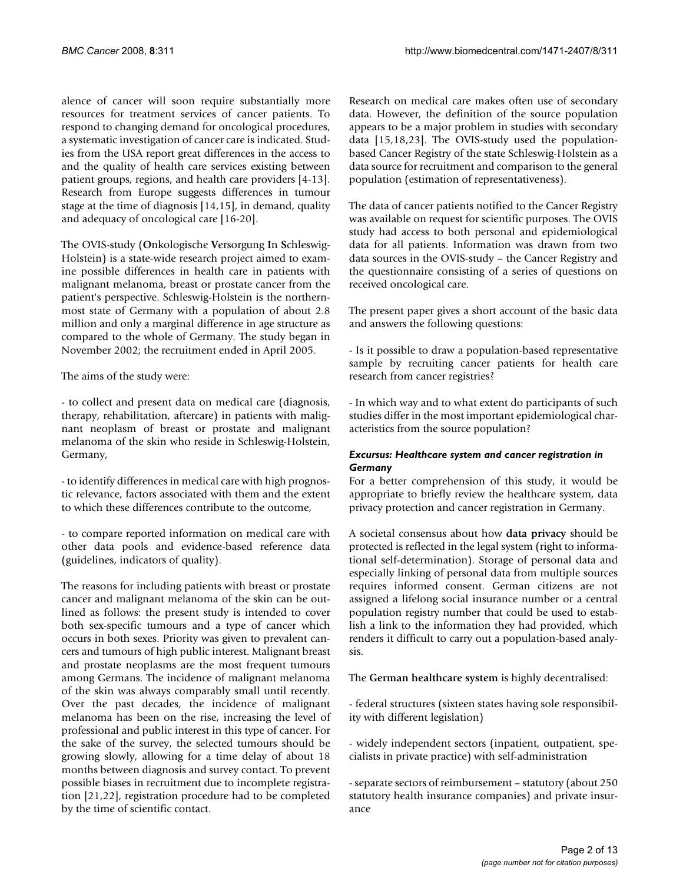alence of cancer will soon require substantially more resources for treatment services of cancer patients. To respond to changing demand for oncological procedures, a systematic investigation of cancer care is indicated. Studies from the USA report great differences in the access to and the quality of health care services existing between patient groups, regions, and health care providers [4-13]. Research from Europe suggests differences in tumour stage at the time of diagnosis [14,15], in demand, quality and adequacy of oncological care [16-20].

The OVIS-study (**O**nkologische **V**ersorgung **I**n **S**chleswig-Holstein) is a state-wide research project aimed to examine possible differences in health care in patients with malignant melanoma, breast or prostate cancer from the patient's perspective. Schleswig-Holstein is the northernmost state of Germany with a population of about 2.8 million and only a marginal difference in age structure as compared to the whole of Germany. The study began in November 2002; the recruitment ended in April 2005.

The aims of the study were:

- to collect and present data on medical care (diagnosis, therapy, rehabilitation, aftercare) in patients with malignant neoplasm of breast or prostate and malignant melanoma of the skin who reside in Schleswig-Holstein, Germany,

- to identify differences in medical care with high prognostic relevance, factors associated with them and the extent to which these differences contribute to the outcome,

- to compare reported information on medical care with other data pools and evidence-based reference data (guidelines, indicators of quality).

The reasons for including patients with breast or prostate cancer and malignant melanoma of the skin can be outlined as follows: the present study is intended to cover both sex-specific tumours and a type of cancer which occurs in both sexes. Priority was given to prevalent cancers and tumours of high public interest. Malignant breast and prostate neoplasms are the most frequent tumours among Germans. The incidence of malignant melanoma of the skin was always comparably small until recently. Over the past decades, the incidence of malignant melanoma has been on the rise, increasing the level of professional and public interest in this type of cancer. For the sake of the survey, the selected tumours should be growing slowly, allowing for a time delay of about 18 months between diagnosis and survey contact. To prevent possible biases in recruitment due to incomplete registration [21,22], registration procedure had to be completed by the time of scientific contact.

Research on medical care makes often use of secondary data. However, the definition of the source population appears to be a major problem in studies with secondary data [15,18,23]. The OVIS-study used the population-based Cancer Registry of the state Schleswig-Holstein as a data source for recruitment and comparison to the general population (estimation of representativeness).

The data of cancer patients notified to the Cancer Registry was available on request for scientific purposes. The OVIS study had access to both personal and epidemiological data for all patients. Information was drawn from two data sources in the OVIS-study – the Cancer Registry and the questionnaire consisting of a series of questions on received oncological care.

The present paper gives a short account of the basic data and answers the following questions:

- Is it possible to draw a population-based representative sample by recruiting cancer patients for health care research from cancer registries?

- In which way and to what extent do participants of such studies differ in the most important epidemiological characteristics from the source population?

### *Excursus: Healthcare system and cancer registration in Germany*

For a better comprehension of this study, it would be appropriate to briefly review the healthcare system, data privacy protection and cancer registration in Germany.

A societal consensus about how **data privacy** should be protected is reflected in the legal system (right to informational self-determination). Storage of personal data and especially linking of personal data from multiple sources requires informed consent. German citizens are not assigned a lifelong social insurance number or a central population registry number that could be used to establish a link to the information they had provided, which renders it difficult to carry out a population-based analysis.

The **German healthcare system** is highly decentralised:

- federal structures (sixteen states having sole responsibility with different legislation)

- widely independent sectors (inpatient, outpatient, specialists in private practice) with self-administration

- separate sectors of reimbursement – statutory (about 250 statutory health insurance companies) and private insurance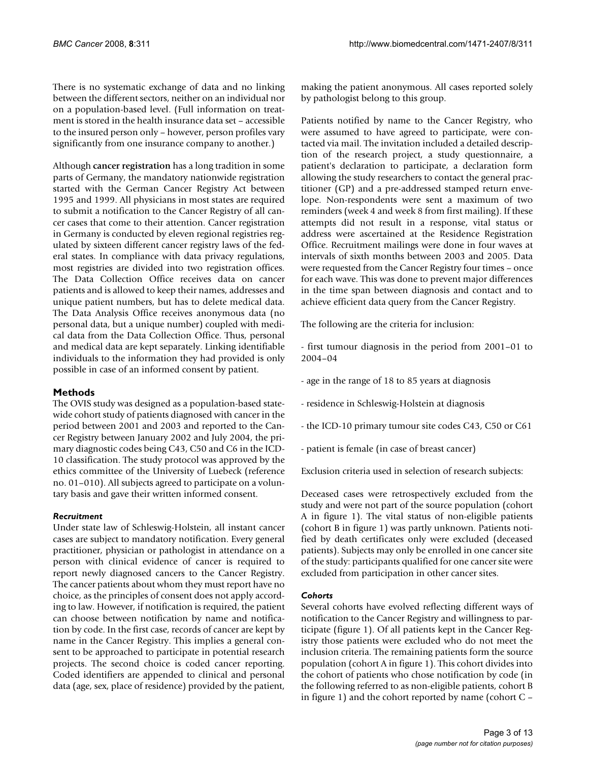There is no systematic exchange of data and no linking between the different sectors, neither on an individual nor on a population-based level. (Full information on treatment is stored in the health insurance data set – accessible to the insured person only – however, person profiles vary significantly from one insurance company to another.)

Although **cancer registration** has a long tradition in some parts of Germany, the mandatory nationwide registration started with the German Cancer Registry Act between 1995 and 1999. All physicians in most states are required to submit a notification to the Cancer Registry of all cancer cases that come to their attention. Cancer registration in Germany is conducted by eleven regional registries regulated by sixteen different cancer registry laws of the federal states. In compliance with data privacy regulations, most registries are divided into two registration offices. The Data Collection Office receives data on cancer patients and is allowed to keep their names, addresses and unique patient numbers, but has to delete medical data. The Data Analysis Office receives anonymous data (no personal data, but a unique number) coupled with medical data from the Data Collection Office. Thus, personal and medical data are kept separately. Linking identifiable individuals to the information they had provided is only possible in case of an informed consent by patient.

## Methods

The OVIS study was designed as a population-based statewide cohort study of patients diagnosed with cancer in the period between 2001 and 2003 and reported to the Cancer Registry between January 2002 and July 2004, the primary diagnostic codes being C43, C50 and C6 in the ICD-10 classification. The study protocol was approved by the ethics committee of the University of Luebeck (reference no. 01–010). All subjects agreed to participate on a voluntary basis and gave their written informed consent.

### *Recruitment*

Under state law of Schleswig-Holstein, all instant cancer cases are subject to mandatory notification. Every general practitioner, physician or pathologist in attendance on a person with clinical evidence of cancer is required to report newly diagnosed cancers to the Cancer Registry. The cancer patients about whom they must report have no choice, as the principles of consent does not apply according to law. However, if notification is required, the patient can choose between notification by name and notification by code. In the first case, records of cancer are kept by name in the Cancer Registry. This implies a general consent to be approached to participate in potential research projects. The second choice is coded cancer reporting. Coded identifiers are appended to clinical and personal data (age, sex, place of residence) provided by the patient, making the patient anonymous. All cases reported solely by pathologist belong to this group.

Patients notified by name to the Cancer Registry, who were assumed to have agreed to participate, were contacted via mail. The invitation included a detailed description of the research project, a study questionnaire, a patient's declaration to participate, a declaration form allowing the study researchers to contact the general practitioner (GP) and a pre-addressed stamped return envelope. Non-respondents were sent a maximum of two reminders (week 4 and week 8 from first mailing). If these attempts did not result in a response, vital status or address were ascertained at the Residence Registration Office. Recruitment mailings were done in four waves at intervals of sixth months between 2003 and 2005. Data were requested from the Cancer Registry four times – once for each wave. This was done to prevent major differences in the time span between diagnosis and contact and to achieve efficient data query from the Cancer Registry.

The following are the criteria for inclusion:

- first tumour diagnosis in the period from 2001–01 to 2004–04

- age in the range of 18 to 85 years at diagnosis

- residence in Schleswig-Holstein at diagnosis

- the ICD-10 primary tumour site codes C43, C50 or C61

- patient is female (in case of breast cancer)

Exclusion criteria used in selection of research subjects:

Deceased cases were retrospectively excluded from the study and were not part of the source population (cohort A in figure 1). The vital status of non-eligible patients (cohort B in figure 1) was partly unknown. Patients notified by death certificates only were excluded (deceased patients). Subjects may only be enrolled in one cancer site of the study: participants qualified for one cancer site were excluded from participation in other cancer sites.

### *Cohorts*

Several cohorts have evolved reflecting different ways of notification to the Cancer Registry and willingness to participate (figure 1). Of all patients kept in the Cancer Registry those patients were excluded who do not meet the inclusion criteria. The remaining patients form the source population (cohort A in figure 1). This cohort divides into the cohort of patients who chose notification by code (in the following referred to as non-eligible patients, cohort B in figure 1) and the cohort reported by name (cohort C –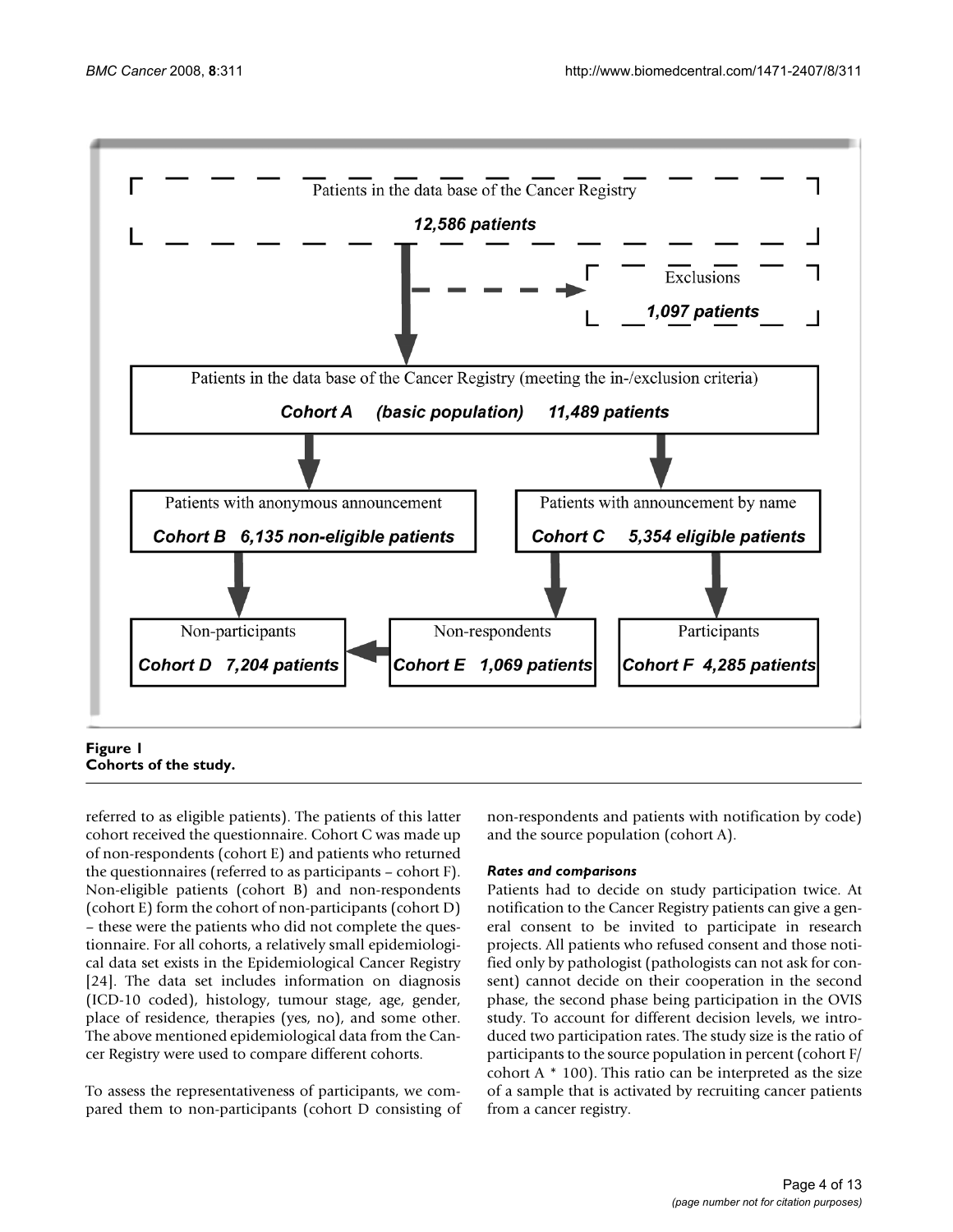Patients in the data base of the Cancer Registry

***12,586 patients***

Exclusions

***1,097 patients***

Patients in the data base of the Cancer Registry (meeting the in-/exclusion criteria)

***Cohort A (basic population) 11,489 patients***

Patients with anonymous announcement

***Cohort B 6,135 non-eligible patients***

Patients with announcement by name

***Cohort C 5,354 eligible patients***

Non-participants

***Cohort D 7,204 patients***

Non-respondents

***Cohort E 1,069 patients***

Participants

***Cohort F 4,285 patients***

**Figure 1**
**Cohorts of the study.**

referred to as eligible patients). The patients of this latter cohort received the questionnaire. Cohort C was made up of non-respondents (cohort E) and patients who returned the questionnaires (referred to as participants – cohort F). Non-eligible patients (cohort B) and non-respondents (cohort E) form the cohort of non-participants (cohort D) – these were the patients who did not complete the questionnaire. For all cohorts, a relatively small epidemiological data set exists in the Epidemiological Cancer Registry [24]. The data set includes information on diagnosis (ICD-10 coded), histology, tumour stage, age, gender, place of residence, therapies (yes, no), and some other. The above mentioned epidemiological data from the Cancer Registry were used to compare different cohorts.

To assess the representativeness of participants, we compared them to non-participants (cohort D consisting of non-respondents and patients with notification by code) and the source population (cohort A).

### *Rates and comparisons*

Patients had to decide on study participation twice. At notification to the Cancer Registry patients can give a general consent to be invited to participate in research projects. All patients who refused consent and those notified only by pathologist (pathologists can not ask for consent) cannot decide on their cooperation in the second phase, the second phase being participation in the OVIS study. To account for different decision levels, we introduced two participation rates. The study size is the ratio of participants to the source population in percent (cohort F/cohort A * 100). This ratio can be interpreted as the size of a sample that is activated by recruiting cancer patients from a cancer registry.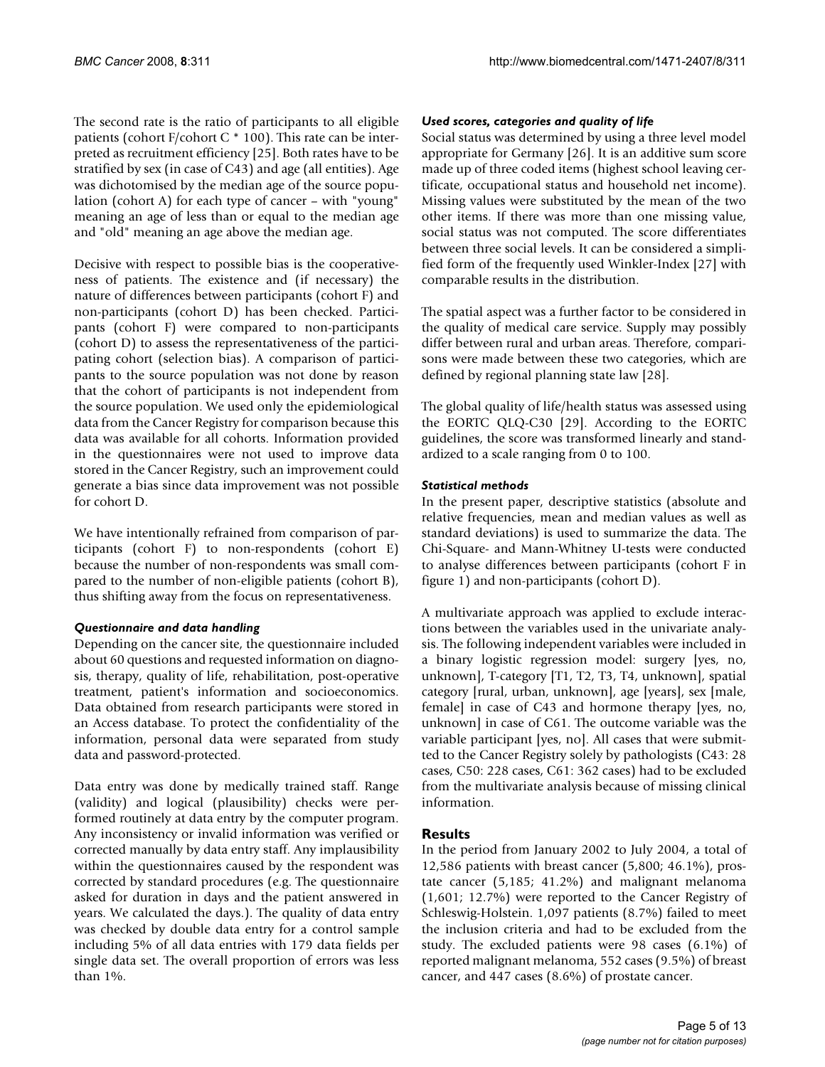The second rate is the ratio of participants to all eligible patients (cohort F/cohort C * 100). This rate can be interpreted as recruitment efficiency [25]. Both rates have to be stratified by sex (in case of C43) and age (all entities). Age was dichotomised by the median age of the source population (cohort A) for each type of cancer – with "young" meaning an age of less than or equal to the median age and "old" meaning an age above the median age.

Decisive with respect to possible bias is the cooperativeness of patients. The existence and (if necessary) the nature of differences between participants (cohort F) and non-participants (cohort D) has been checked. Participants (cohort F) were compared to non-participants (cohort D) to assess the representativeness of the participating cohort (selection bias). A comparison of participants to the source population was not done by reason that the cohort of participants is not independent from the source population. We used only the epidemiological data from the Cancer Registry for comparison because this data was available for all cohorts. Information provided in the questionnaires were not used to improve data stored in the Cancer Registry, such an improvement could generate a bias since data improvement was not possible for cohort D.

We have intentionally refrained from comparison of participants (cohort F) to non-respondents (cohort E) because the number of non-respondents was small compared to the number of non-eligible patients (cohort B), thus shifting away from the focus on representativeness.

### *Questionnaire and data handling*

Depending on the cancer site, the questionnaire included about 60 questions and requested information on diagnosis, therapy, quality of life, rehabilitation, post-operative treatment, patient's information and socioeconomics. Data obtained from research participants were stored in an Access database. To protect the confidentiality of the information, personal data were separated from study data and password-protected.

Data entry was done by medically trained staff. Range (validity) and logical (plausibility) checks were performed routinely at data entry by the computer program. Any inconsistency or invalid information was verified or corrected manually by data entry staff. Any implausibility within the questionnaires caused by the respondent was corrected by standard procedures (e.g. The questionnaire asked for duration in days and the patient answered in years. We calculated the days.). The quality of data entry was checked by double data entry for a control sample including 5% of all data entries with 179 data fields per single data set. The overall proportion of errors was less than 1%.

### *Used scores, categories and quality of life*

Social status was determined by using a three level model appropriate for Germany [26]. It is an additive sum score made up of three coded items (highest school leaving certificate, occupational status and household net income). Missing values were substituted by the mean of the two other items. If there was more than one missing value, social status was not computed. The score differentiates between three social levels. It can be considered a simplified form of the frequently used Winkler-Index [27] with comparable results in the distribution.

The spatial aspect was a further factor to be considered in the quality of medical care service. Supply may possibly differ between rural and urban areas. Therefore, comparisons were made between these two categories, which are defined by regional planning state law [28].

The global quality of life/health status was assessed using the EORTC QLQ-C30 [29]. According to the EORTC guidelines, the score was transformed linearly and standardized to a scale ranging from 0 to 100.

### *Statistical methods*

In the present paper, descriptive statistics (absolute and relative frequencies, mean and median values as well as standard deviations) is used to summarize the data. The Chi-Square- and Mann-Whitney U-tests were conducted to analyse differences between participants (cohort F in figure 1) and non-participants (cohort D).

A multivariate approach was applied to exclude interactions between the variables used in the univariate analysis. The following independent variables were included in a binary logistic regression model: surgery [yes, no, unknown], T-category [T1, T2, T3, T4, unknown], spatial category [rural, urban, unknown], age [years], sex [male, female] in case of C43 and hormone therapy [yes, no, unknown] in case of C61. The outcome variable was the variable participant [yes, no]. All cases that were submitted to the Cancer Registry solely by pathologists (C43: 28 cases, C50: 228 cases, C61: 362 cases) had to be excluded from the multivariate analysis because of missing clinical information.

## Results

In the period from January 2002 to July 2004, a total of 12,586 patients with breast cancer (5,800; 46.1%), prostate cancer (5,185; 41.2%) and malignant melanoma (1,601; 12.7%) were reported to the Cancer Registry of Schleswig-Holstein. 1,097 patients (8.7%) failed to meet the inclusion criteria and had to be excluded from the study. The excluded patients were 98 cases (6.1%) of reported malignant melanoma, 552 cases (9.5%) of breast cancer, and 447 cases (8.6%) of prostate cancer.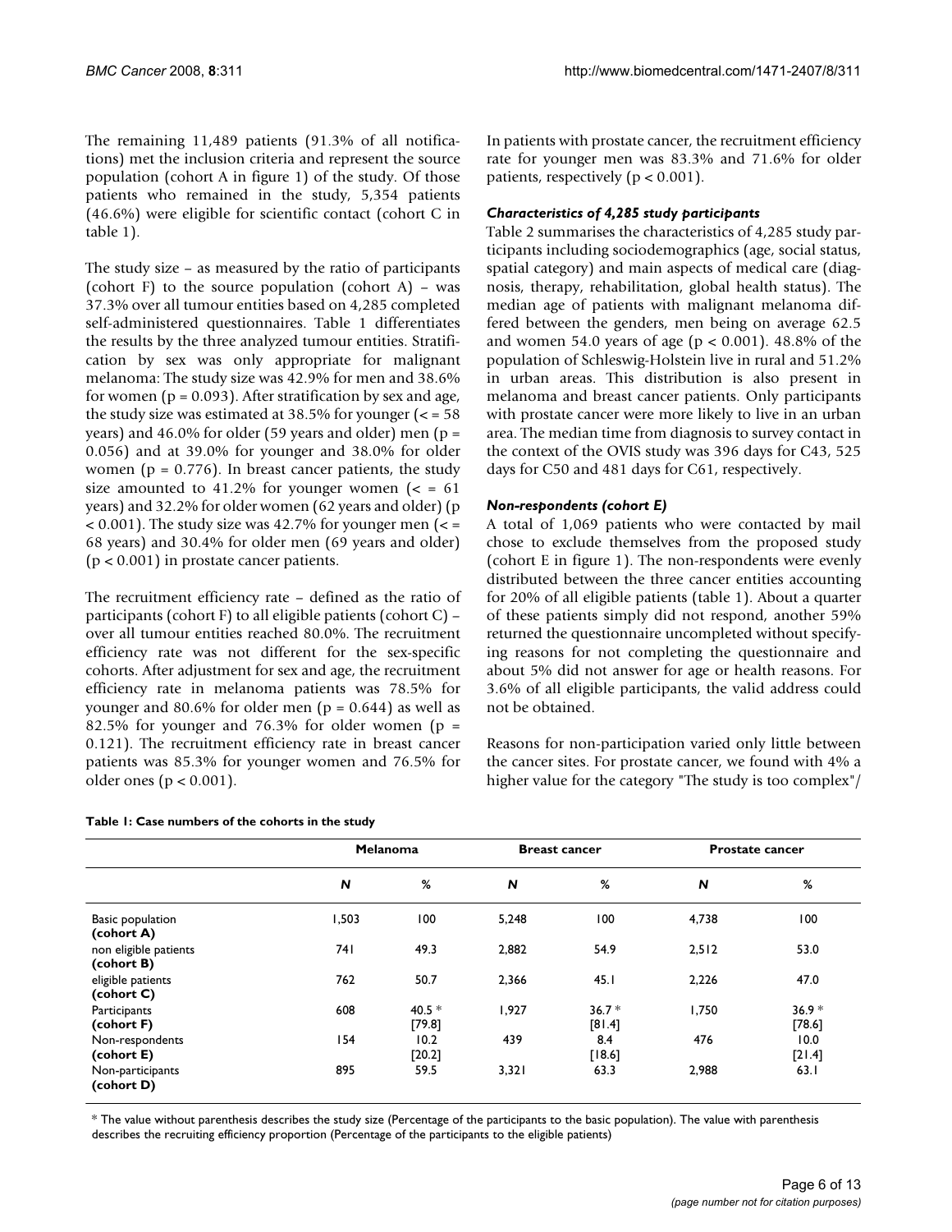The remaining 11,489 patients (91.3% of all notifications) met the inclusion criteria and represent the source population (cohort A in figure 1) of the study. Of those patients who remained in the study, 5,354 patients (46.6%) were eligible for scientific contact (cohort C in table 1).

The study size – as measured by the ratio of participants (cohort F) to the source population (cohort A) – was 37.3% over all tumour entities based on 4,285 completed self-administered questionnaires. Table 1 differentiates the results by the three analyzed tumour entities. Stratification by sex was only appropriate for malignant melanoma: The study size was 42.9% for men and 38.6% for women ($p = 0.093$). After stratification by sex and age, the study size was estimated at 38.5% for younger (< = 58 years) and 46.0% for older (59 years and older) men ($p = 0.056$) and at 39.0% for younger and 38.0% for older women ($p = 0.776$). In breast cancer patients, the study size amounted to 41.2% for younger women (< = 61 years) and 32.2% for older women (62 years and older) ($p < 0.001$). The study size was 42.7% for younger men (< = 68 years) and 30.4% for older men (69 years and older) ($p < 0.001$) in prostate cancer patients.

The recruitment efficiency rate – defined as the ratio of participants (cohort F) to all eligible patients (cohort C) – over all tumour entities reached 80.0%. The recruitment efficiency rate was not different for the sex-specific cohorts. After adjustment for sex and age, the recruitment efficiency rate in melanoma patients was 78.5% for younger and 80.6% for older men ($p = 0.644$) as well as 82.5% for younger and 76.3% for older women ($p = 0.121$). The recruitment efficiency rate in breast cancer patients was 85.3% for younger women and 76.5% for older ones ($p < 0.001$).

In patients with prostate cancer, the recruitment efficiency rate for younger men was 83.3% and 71.6% for older patients, respectively ($p < 0.001$).

### *Characteristics of 4,285 study participants*

Table 2 summarises the characteristics of 4,285 study participants including sociodemographics (age, social status, spatial category) and main aspects of medical care (diagnosis, therapy, rehabilitation, global health status). The median age of patients with malignant melanoma differed between the genders, men being on average 62.5 and women 54.0 years of age ($p < 0.001$). 48.8% of the population of Schleswig-Holstein live in rural and 51.2% in urban areas. This distribution is also present in melanoma and breast cancer patients. Only participants with prostate cancer were more likely to live in an urban area. The median time from diagnosis to survey contact in the context of the OVIS study was 396 days for C43, 525 days for C50 and 481 days for C61, respectively.

### *Non-respondents (cohort E)*

A total of 1,069 patients who were contacted by mail chose to exclude themselves from the proposed study (cohort E in figure 1). The non-respondents were evenly distributed between the three cancer entities accounting for 20% of all eligible patients (table 1). About a quarter of these patients simply did not respond, another 59% returned the questionnaire uncompleted without specifying reasons for not completing the questionnaire and about 5% did not answer for age or health reasons. For 3.6% of all eligible participants, the valid address could not be obtained.

Reasons for non-participation varied only little between the cancer sites. For prostate cancer, we found with 4% a higher value for the category "The study is too complex"/

**Table 1: Case numbers of the cohorts in the study**

| | Melanoma | | Breast cancer | | Prostate cancer | |
|---|---|---|---|---|---|---|
| | ***N*** | **%** | ***N*** | **%** | ***N*** | **%** |
| Basic population **(cohort A)** | 1,503 | 100 | 5,248 | 100 | 4,738 | 100 |
| non eligible patients **(cohort B)** | 741 | 49.3 | 2,882 | 54.9 | 2,512 | 53.0 |
| eligible patients **(cohort C)** | 762 | 50.7 | 2,366 | 45.1 | 2,226 | 47.0 |
| Participants **(cohort F)** | 608 | 40.5 * [79.8] | 1,927 | 36.7 * [81.4] | 1,750 | 36.9 * [78.6] |
| Non-respondents **(cohort E)** | 154 | 10.2 [20.2] | 439 | 8.4 [18.6] | 476 | 10.0 [21.4] |
| Non-participants **(cohort D)** | 895 | 59.5 | 3,321 | 63.3 | 2,988 | 63.1 |

* The value without parenthesis describes the study size (Percentage of the participants to the basic population). The value with parenthesis describes the recruiting efficiency proportion (Percentage of the participants to the eligible patients)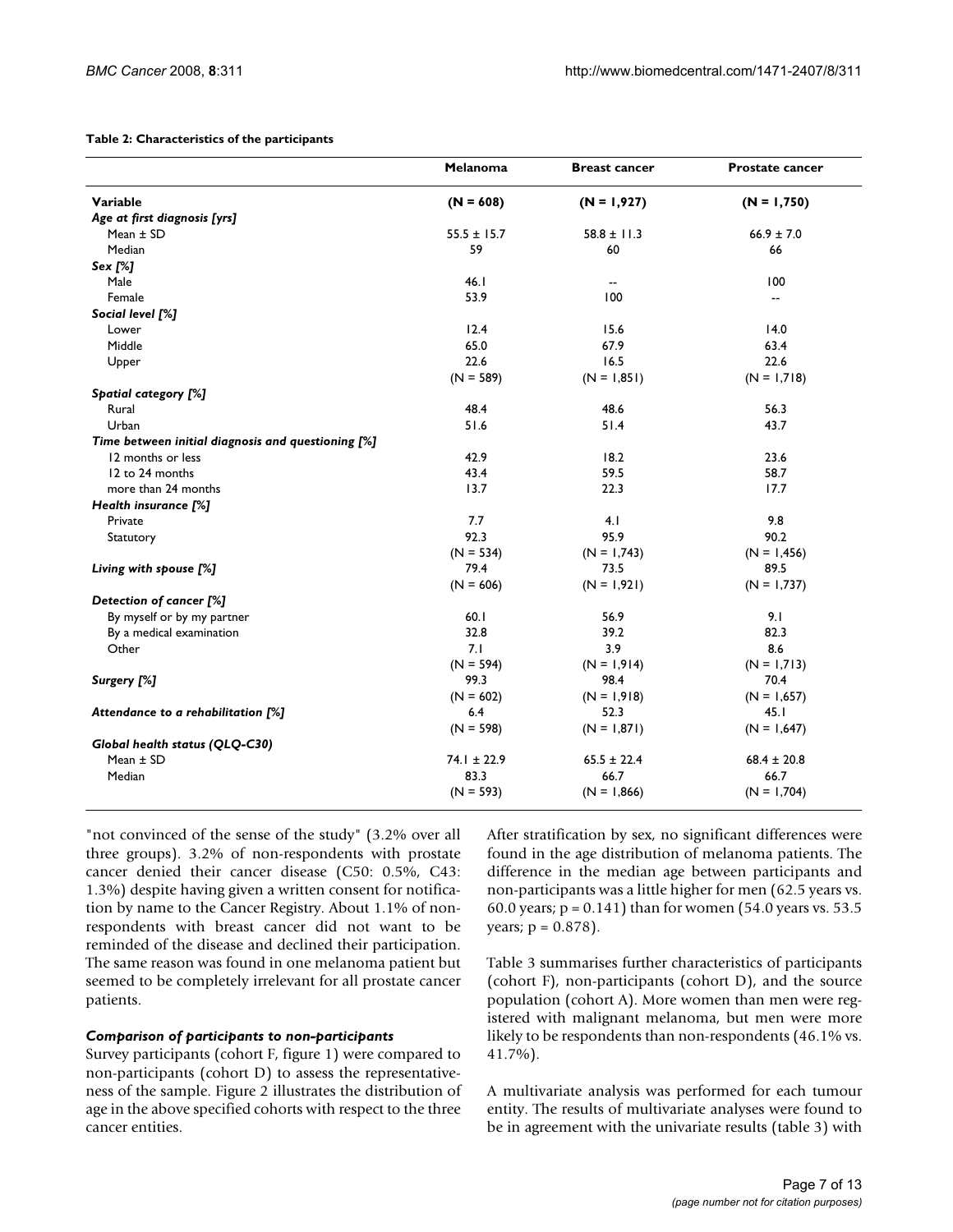**Table 2: Characteristics of the participants**

| | Melanoma | Breast cancer | Prostate cancer |
|---|---|---|---|
| **Variable** | **(N = 608)** | **(N = 1,927)** | **(N = 1,750)** |
| ***Age at first diagnosis [yrs]*** | | | |
| Mean ± SD | 55.5 ± 15.7 | 58.8 ± 11.3 | 66.9 ± 7.0 |
| Median | 59 | 60 | 66 |
| ***Sex [%]*** | | | |
| Male | 46.1 | -- | 100 |
| Female | 53.9 | 100 | -- |
| ***Social level [%]*** | | | |
| Lower | 12.4 | 15.6 | 14.0 |
| Middle | 65.0 | 67.9 | 63.4 |
| Upper | 22.6 | 16.5 | 22.6 |
| | (N = 589) | (N = 1,851) | (N = 1,718) |
| ***Spatial category [%]*** | | | |
| Rural | 48.4 | 48.6 | 56.3 |
| Urban | 51.6 | 51.4 | 43.7 |
| ***Time between initial diagnosis and questioning [%]*** | | | |
| 12 months or less | 42.9 | 18.2 | 23.6 |
| 12 to 24 months | 43.4 | 59.5 | 58.7 |
| more than 24 months | 13.7 | 22.3 | 17.7 |
| ***Health insurance [%]*** | | | |
| Private | 7.7 | 4.1 | 9.8 |
| Statutory | 92.3 | 95.9 | 90.2 |
| | (N = 534) | (N = 1,743) | (N = 1,456) |
| ***Living with spouse [%]*** | 79.4 | 73.5 | 89.5 |
| | (N = 606) | (N = 1,921) | (N = 1,737) |
| ***Detection of cancer [%]*** | | | |
| By myself or by my partner | 60.1 | 56.9 | 9.1 |
| By a medical examination | 32.8 | 39.2 | 82.3 |
| Other | 7.1 | 3.9 | 8.6 |
| | (N = 594) | (N = 1,914) | (N = 1,713) |
| ***Surgery [%]*** | 99.3 | 98.4 | 70.4 |
| | (N = 602) | (N = 1,918) | (N = 1,657) |
| ***Attendance to a rehabilitation [%]*** | 6.4 | 52.3 | 45.1 |
| | (N = 598) | (N = 1,871) | (N = 1,647) |
| ***Global health status (QLQ-C30)*** | | | |
| Mean ± SD | 74.1 ± 22.9 | 65.5 ± 22.4 | 68.4 ± 20.8 |
| Median | 83.3 | 66.7 | 66.7 |
| | (N = 593) | (N = 1,866) | (N = 1,704) |

"not convinced of the sense of the study" (3.2% over all three groups). 3.2% of non-respondents with prostate cancer denied their cancer disease (C50: 0.5%, C43: 1.3%) despite having given a written consent for notification by name to the Cancer Registry. About 1.1% of non-respondents with breast cancer did not want to be reminded of the disease and declined their participation. The same reason was found in one melanoma patient but seemed to be completely irrelevant for all prostate cancer patients.

### *Comparison of participants to non-participants*

Survey participants (cohort F, figure 1) were compared to non-participants (cohort D) to assess the representativeness of the sample. Figure 2 illustrates the distribution of age in the above specified cohorts with respect to the three cancer entities.

After stratification by sex, no significant differences were found in the age distribution of melanoma patients. The difference in the median age between participants and non-participants was a little higher for men (62.5 years vs. 60.0 years; $p = 0.141$) than for women (54.0 years vs. 53.5 years; $p = 0.878$).

Table 3 summarises further characteristics of participants (cohort F), non-participants (cohort D), and the source population (cohort A). More women than men were registered with malignant melanoma, but men were more likely to be respondents than non-respondents (46.1% vs. 41.7%).

A multivariate analysis was performed for each tumour entity. The results of multivariate analyses were found to be in agreement with the univariate results (table 3) with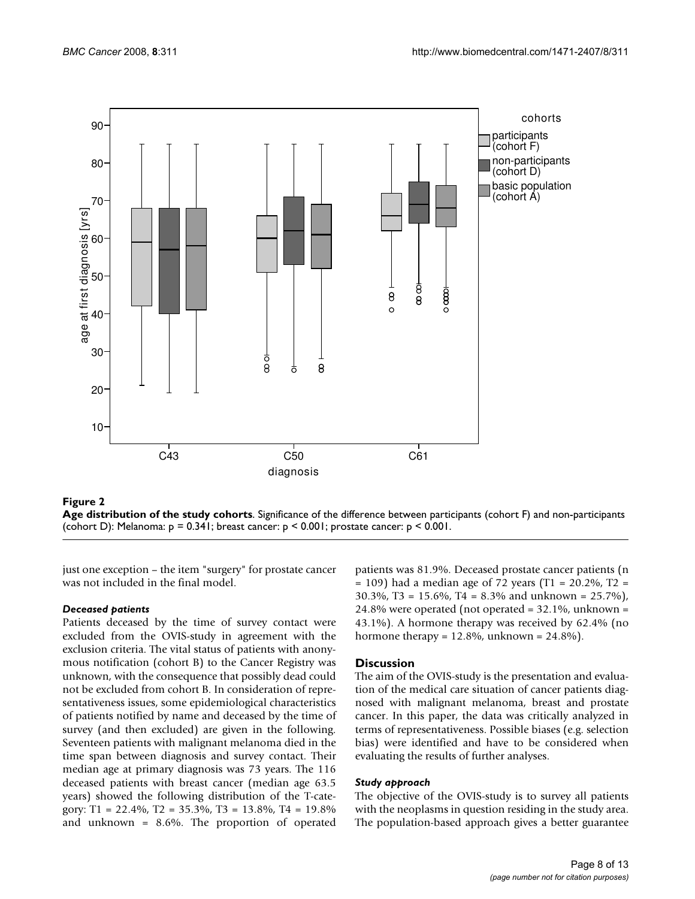**Figure 2**

**Age distribution of the study cohorts**. Significance of the difference between participants (cohort F) and non-participants (cohort D): Melanoma: $p = 0.341$; breast cancer: $p < 0.001$; prostate cancer: $p < 0.001$.

just one exception – the item "surgery" for prostate cancer was not included in the final model.

#### *Deceased patients*

Patients deceased by the time of survey contact were excluded from the OVIS-study in agreement with the exclusion criteria. The vital status of patients with anonymous notification (cohort B) to the Cancer Registry was unknown, with the consequence that possibly dead could not be excluded from cohort B. In consideration of representativeness issues, some epidemiological characteristics of patients notified by name and deceased by the time of survey (and then excluded) are given in the following. Seventeen patients with malignant melanoma died in the time span between diagnosis and survey contact. Their median age at primary diagnosis was 73 years. The 116 deceased patients with breast cancer (median age 63.5 years) showed the following distribution of the T-category: T1 = 22.4%, T2 = 35.3%, T3 = 13.8%, T4 = 19.8% and unknown = 8.6%. The proportion of operated patients was 81.9%. Deceased prostate cancer patients (n = 109) had a median age of 72 years (T1 = 20.2%, T2 = 30.3%, T3 = 15.6%, T4 = 8.3% and unknown = 25.7%), 24.8% were operated (not operated = 32.1%, unknown = 43.1%). A hormone therapy was received by 62.4% (no hormone therapy = 12.8%, unknown = 24.8%).

## Discussion

The aim of the OVIS-study is the presentation and evaluation of the medical care situation of cancer patients diagnosed with malignant melanoma, breast and prostate cancer. In this paper, the data was critically analyzed in terms of representativeness. Possible biases (e.g. selection bias) were identified and have to be considered when evaluating the results of further analyses.

#### *Study approach*

The objective of the OVIS-study is to survey all patients with the neoplasms in question residing in the study area. The population-based approach gives a better guarantee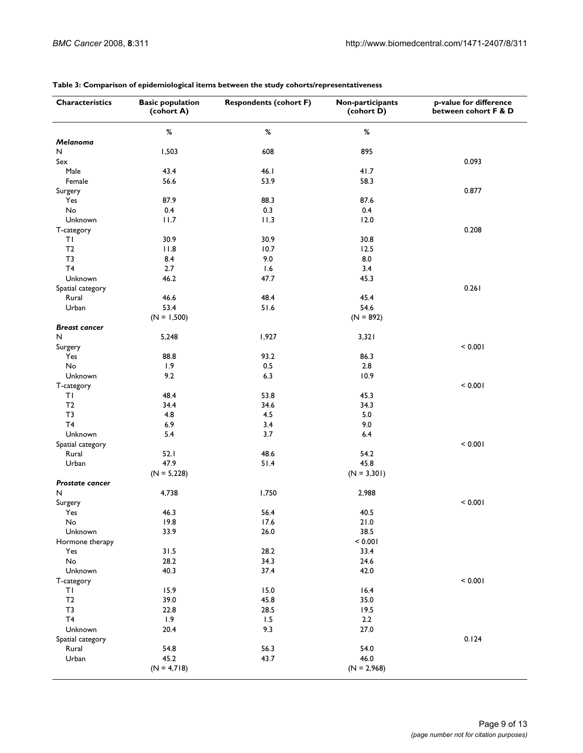**Table 3: Comparison of epidemiological items between the study cohorts/representativeness**

| Characteristics | Basic population (cohort A) | Respondents (cohort F) | Non-participants (cohort D) | p-value for difference between cohort F & D |
|---|---|---|---|---|
| | % | % | % | |
| ***Melanoma*** | | | | |
| N | 1,503 | 608 | 895 | |
| Sex | | | | 0.093 |
| Male | 43.4 | 46.1 | 41.7 | |
| Female | 56.6 | 53.9 | 58.3 | |
| Surgery | | | | 0.877 |
| Yes | 87.9 | 88.3 | 87.6 | |
| No | 0.4 | 0.3 | 0.4 | |
| Unknown | 11.7 | 11.3 | 12.0 | |
| T-category | | | | 0.208 |
| T1 | 30.9 | 30.9 | 30.8 | |
| T2 | 11.8 | 10.7 | 12.5 | |
| T3 | 8.4 | 9.0 | 8.0 | |
| T4 | 2.7 | 1.6 | 3.4 | |
| Unknown | 46.2 | 47.7 | 45.3 | |
| Spatial category | | | | 0.261 |
| Rural | 46.6 | 48.4 | 45.4 | |
| Urban | 53.4 | 51.6 | 54.6 | |
| | (N = 1,500) | | (N = 892) | |
| ***Breast cancer*** | | | | |
| N | 5,248 | 1,927 | 3,321 | |
| Surgery | | | | < 0.001 |
| Yes | 88.8 | 93.2 | 86.3 | |
| No | 1.9 | 0.5 | 2.8 | |
| Unknown | 9.2 | 6.3 | 10.9 | |
| T-category | | | | < 0.001 |
| T1 | 48.4 | 53.8 | 45.3 | |
| T2 | 34.4 | 34.6 | 34.3 | |
| T3 | 4.8 | 4.5 | 5.0 | |
| T4 | 6.9 | 3.4 | 9.0 | |
| Unknown | 5.4 | 3.7 | 6.4 | |
| Spatial category | | | | < 0.001 |
| Rural | 52.1 | 48.6 | 54.2 | |
| Urban | 47.9 | 51.4 | 45.8 | |
| | (N = 5,228) | | (N = 3,301) | |
| ***Prostate cancer*** | | | | |
| N | 4,738 | 1,750 | 2,988 | |
| Surgery | | | | < 0.001 |
| Yes | 46.3 | 56.4 | 40.5 | |
| No | 19.8 | 17.6 | 21.0 | |
| Unknown | 33.9 | 26.0 | 38.5 | |
| Hormone therapy | | | < 0.001 | |
| Yes | 31.5 | 28.2 | 33.4 | |
| No | 28.2 | 34.3 | 24.6 | |
| Unknown | 40.3 | 37.4 | 42.0 | |
| T-category | | | | < 0.001 |
| T1 | 15.9 | 15.0 | 16.4 | |
| T2 | 39.0 | 45.8 | 35.0 | |
| T3 | 22.8 | 28.5 | 19.5 | |
| T4 | 1.9 | 1.5 | 2.2 | |
| Unknown | 20.4 | 9.3 | 27.0 | |
| Spatial category | | | | 0.124 |
| Rural | 54.8 | 56.3 | 54.0 | |
| Urban | 45.2 | 43.7 | 46.0 | |
| | (N = 4,718) | | (N = 2,968) | |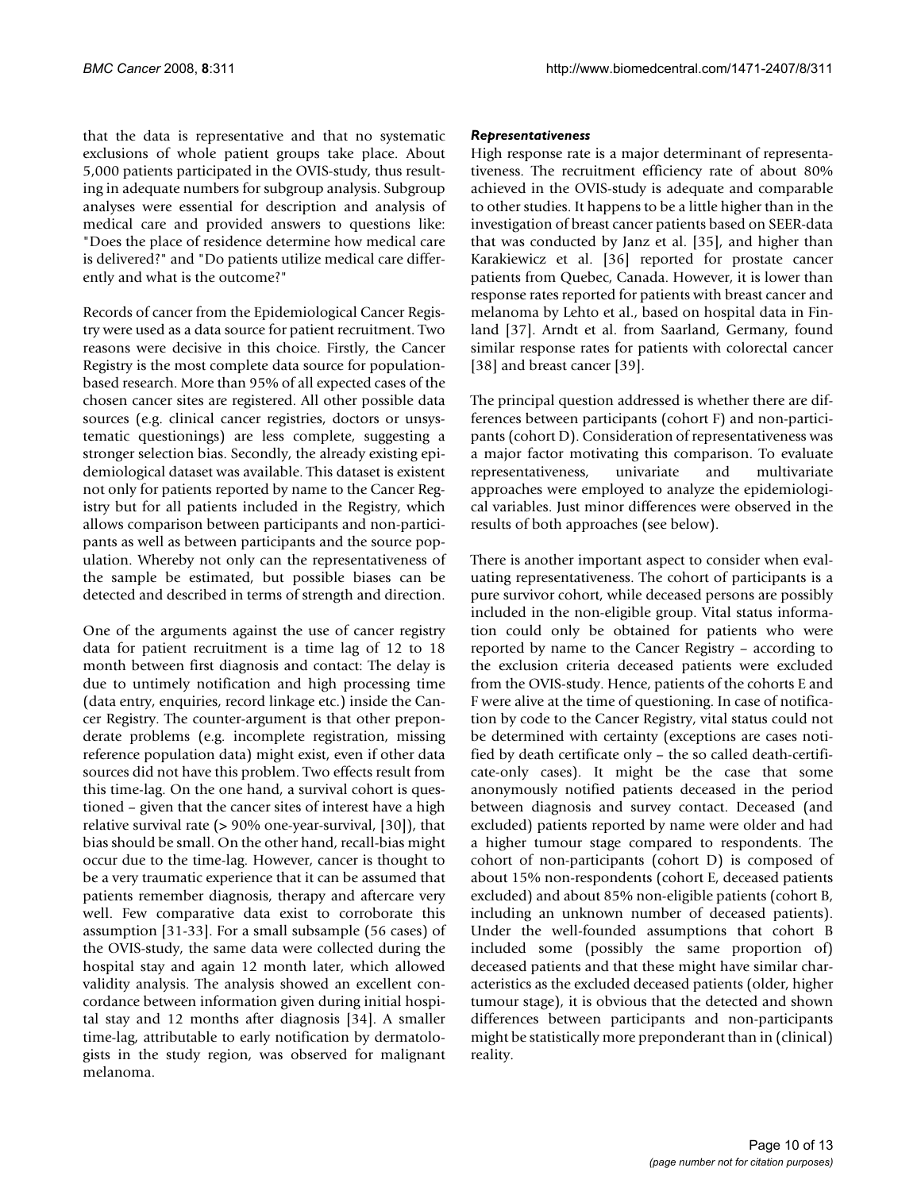that the data is representative and that no systematic exclusions of whole patient groups take place. About 5,000 patients participated in the OVIS-study, thus resulting in adequate numbers for subgroup analysis. Subgroup analyses were essential for description and analysis of medical care and provided answers to questions like: "Does the place of residence determine how medical care is delivered?" and "Do patients utilize medical care differently and what is the outcome?"

Records of cancer from the Epidemiological Cancer Registry were used as a data source for patient recruitment. Two reasons were decisive in this choice. Firstly, the Cancer Registry is the most complete data source for population-based research. More than 95% of all expected cases of the chosen cancer sites are registered. All other possible data sources (e.g. clinical cancer registries, doctors or unsystematic questionings) are less complete, suggesting a stronger selection bias. Secondly, the already existing epidemiological dataset was available. This dataset is existent not only for patients reported by name to the Cancer Registry but for all patients included in the Registry, which allows comparison between participants and non-participants as well as between participants and the source population. Whereby not only can the representativeness of the sample be estimated, but possible biases can be detected and described in terms of strength and direction.

One of the arguments against the use of cancer registry data for patient recruitment is a time lag of 12 to 18 month between first diagnosis and contact: The delay is due to untimely notification and high processing time (data entry, enquiries, record linkage etc.) inside the Cancer Registry. The counter-argument is that other preponderate problems (e.g. incomplete registration, missing reference population data) might exist, even if other data sources did not have this problem. Two effects result from this time-lag. On the one hand, a survival cohort is questioned – given that the cancer sites of interest have a high relative survival rate (> 90% one-year-survival, [30]), that bias should be small. On the other hand, recall-bias might occur due to the time-lag. However, cancer is thought to be a very traumatic experience that it can be assumed that patients remember diagnosis, therapy and aftercare very well. Few comparative data exist to corroborate this assumption [31-33]. For a small subsample (56 cases) of the OVIS-study, the same data were collected during the hospital stay and again 12 month later, which allowed validity analysis. The analysis showed an excellent concordance between information given during initial hospital stay and 12 months after diagnosis [34]. A smaller time-lag, attributable to early notification by dermatologists in the study region, was observed for malignant melanoma.

### *Representativeness*

High response rate is a major determinant of representativeness. The recruitment efficiency rate of about 80% achieved in the OVIS-study is adequate and comparable to other studies. It happens to be a little higher than in the investigation of breast cancer patients based on SEER-data that was conducted by Janz et al. [35], and higher than Karakiewicz et al. [36] reported for prostate cancer patients from Quebec, Canada. However, it is lower than response rates reported for patients with breast cancer and melanoma by Lehto et al., based on hospital data in Finland [37]. Arndt et al. from Saarland, Germany, found similar response rates for patients with colorectal cancer [38] and breast cancer [39].

The principal question addressed is whether there are differences between participants (cohort F) and non-participants (cohort D). Consideration of representativeness was a major factor motivating this comparison. To evaluate representativeness, univariate and multivariate approaches were employed to analyze the epidemiological variables. Just minor differences were observed in the results of both approaches (see below).

There is another important aspect to consider when evaluating representativeness. The cohort of participants is a pure survivor cohort, while deceased persons are possibly included in the non-eligible group. Vital status information could only be obtained for patients who were reported by name to the Cancer Registry – according to the exclusion criteria deceased patients were excluded from the OVIS-study. Hence, patients of the cohorts E and F were alive at the time of questioning. In case of notification by code to the Cancer Registry, vital status could not be determined with certainty (exceptions are cases notified by death certificate only – the so called death-certificate-only cases). It might be the case that some anonymously notified patients deceased in the period between diagnosis and survey contact. Deceased (and excluded) patients reported by name were older and had a higher tumour stage compared to respondents. The cohort of non-participants (cohort D) is composed of about 15% non-respondents (cohort E, deceased patients excluded) and about 85% non-eligible patients (cohort B, including an unknown number of deceased patients). Under the well-founded assumptions that cohort B included some (possibly the same proportion of) deceased patients and that these might have similar characteristics as the excluded deceased patients (older, higher tumour stage), it is obvious that the detected and shown differences between participants and non-participants might be statistically more preponderant than in (clinical) reality.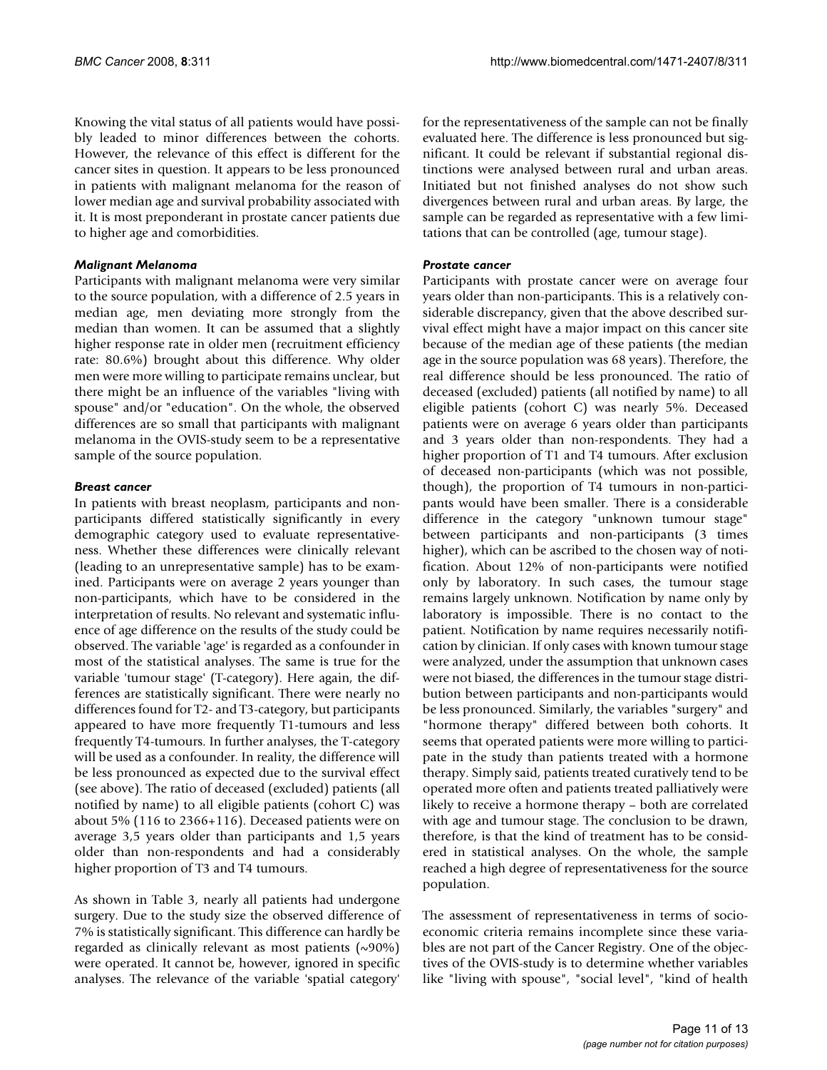Knowing the vital status of all patients would have possibly leaded to minor differences between the cohorts. However, the relevance of this effect is different for the cancer sites in question. It appears to be less pronounced in patients with malignant melanoma for the reason of lower median age and survival probability associated with it. It is most preponderant in prostate cancer patients due to higher age and comorbidities.

### *Malignant Melanoma*

Participants with malignant melanoma were very similar to the source population, with a difference of 2.5 years in median age, men deviating more strongly from the median than women. It can be assumed that a slightly higher response rate in older men (recruitment efficiency rate: 80.6%) brought about this difference. Why older men were more willing to participate remains unclear, but there might be an influence of the variables "living with spouse" and/or "education". On the whole, the observed differences are so small that participants with malignant melanoma in the OVIS-study seem to be a representative sample of the source population.

### *Breast cancer*

In patients with breast neoplasm, participants and non-participants differed statistically significantly in every demographic category used to evaluate representativeness. Whether these differences were clinically relevant (leading to an unrepresentative sample) has to be examined. Participants were on average 2 years younger than non-participants, which have to be considered in the interpretation of results. No relevant and systematic influence of age difference on the results of the study could be observed. The variable 'age' is regarded as a confounder in most of the statistical analyses. The same is true for the variable 'tumour stage' (T-category). Here again, the differences are statistically significant. There were nearly no differences found for T2- and T3-category, but participants appeared to have more frequently T1-tumours and less frequently T4-tumours. In further analyses, the T-category will be used as a confounder. In reality, the difference will be less pronounced as expected due to the survival effect (see above). The ratio of deceased (excluded) patients (all notified by name) to all eligible patients (cohort C) was about 5% (116 to 2366+116). Deceased patients were on average 3,5 years older than participants and 1,5 years older than non-respondents and had a considerably higher proportion of T3 and T4 tumours.

As shown in Table 3, nearly all patients had undergone surgery. Due to the study size the observed difference of 7% is statistically significant. This difference can hardly be regarded as clinically relevant as most patients (~90%) were operated. It cannot be, however, ignored in specific analyses. The relevance of the variable 'spatial category' for the representativeness of the sample can not be finally evaluated here. The difference is less pronounced but significant. It could be relevant if substantial regional distinctions were analysed between rural and urban areas. Initiated but not finished analyses do not show such divergences between rural and urban areas. By large, the sample can be regarded as representative with a few limitations that can be controlled (age, tumour stage).

### *Prostate cancer*

Participants with prostate cancer were on average four years older than non-participants. This is a relatively considerable discrepancy, given that the above described survival effect might have a major impact on this cancer site because of the median age of these patients (the median age in the source population was 68 years). Therefore, the real difference should be less pronounced. The ratio of deceased (excluded) patients (all notified by name) to all eligible patients (cohort C) was nearly 5%. Deceased patients were on average 6 years older than participants and 3 years older than non-respondents. They had a higher proportion of T1 and T4 tumours. After exclusion of deceased non-participants (which was not possible, though), the proportion of T4 tumours in non-participants would have been smaller. There is a considerable difference in the category "unknown tumour stage" between participants and non-participants (3 times higher), which can be ascribed to the chosen way of notification. About 12% of non-participants were notified only by laboratory. In such cases, the tumour stage remains largely unknown. Notification by name only by laboratory is impossible. There is no contact to the patient. Notification by name requires necessarily notification by clinician. If only cases with known tumour stage were analyzed, under the assumption that unknown cases were not biased, the differences in the tumour stage distribution between participants and non-participants would be less pronounced. Similarly, the variables "surgery" and "hormone therapy" differed between both cohorts. It seems that operated patients were more willing to participate in the study than patients treated with a hormone therapy. Simply said, patients treated curatively tend to be operated more often and patients treated palliatively were likely to receive a hormone therapy – both are correlated with age and tumour stage. The conclusion to be drawn, therefore, is that the kind of treatment has to be considered in statistical analyses. On the whole, the sample reached a high degree of representativeness for the source population.

The assessment of representativeness in terms of socio-economic criteria remains incomplete since these variables are not part of the Cancer Registry. One of the objectives of the OVIS-study is to determine whether variables like "living with spouse", "social level", "kind of health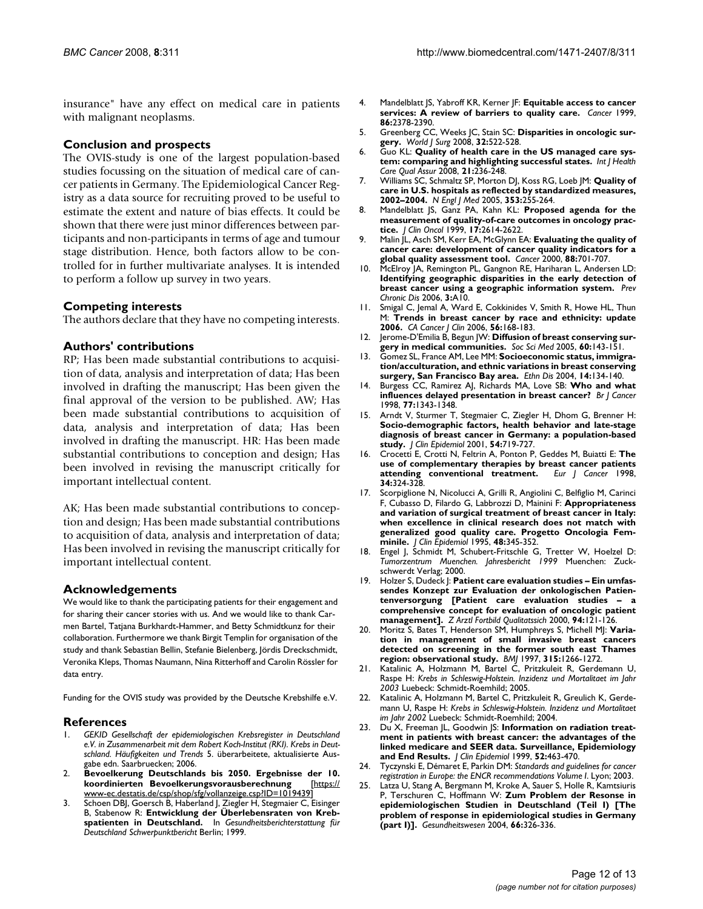insurance" have any effect on medical care in patients with malignant neoplasms.

## Conclusion and prospects

The OVIS-study is one of the largest population-based studies focussing on the situation of medical care of cancer patients in Germany. The Epidemiological Cancer Registry as a data source for recruiting proved to be useful to estimate the extent and nature of bias effects. It could be shown that there were just minor differences between participants and non-participants in terms of age and tumour stage distribution. Hence, both factors allow to be controlled for in further multivariate analyses. It is intended to perform a follow up survey in two years.

## Competing interests

The authors declare that they have no competing interests.

## Authors' contributions

RP; Has been made substantial contributions to acquisition of data, analysis and interpretation of data; Has been involved in drafting the manuscript; Has been given the final approval of the version to be published. AW; Has been made substantial contributions to acquisition of data, analysis and interpretation of data; Has been involved in drafting the manuscript. HR: Has been made substantial contributions to conception and design; Has been involved in revising the manuscript critically for important intellectual content.

AK; Has been made substantial contributions to conception and design; Has been made substantial contributions to acquisition of data, analysis and interpretation of data; Has been involved in revising the manuscript critically for important intellectual content.

## Acknowledgements

We would like to thank the participating patients for their engagement and for sharing their cancer stories with us. And we would like to thank Carmen Bartel, Tatjana Burkhardt-Hammer, and Betty Schmidtkunz for their collaboration. Furthermore we thank Birgit Templin for organisation of the study and thank Sebastian Bellin, Stefanie Bielenberg, Jördis Dreckschmidt, Veronika Kleps, Thomas Naumann, Nina Ritterhoff and Carolin Rössler for data entry.

Funding for the OVIS study was provided by the Deutsche Krebshilfe e.V.

## References

1. *GEKID Gesellschaft der epidemiologischen Krebsregister in Deutschland e.V. in Zusammenarbeit mit dem Robert Koch-Institut (RKI). Krebs in Deutschland. Häufigkeiten und Trends* 5. überarbeitete, aktualisierte Ausgabe edn. Saarbruecken; 2006.
2. **Bevoelkerung Deutschlands bis 2050. Ergebnisse der 10. koordinierten Bevoelkerungsvorausberechnung** [https://www-ec.destatis.de/csp/shop/sfg/vollanzeige.csp?ID=1019439]
3. Schoen DBJ, Goersch B, Haberland J, Ziegler H, Stegmaier C, Eisinger B, Stabenow R: **Entwicklung der Überlebensraten von Krebspatienten in Deutschland.** In *Gesundheitsberichterstattung für Deutschland Schwerpunktbericht* Berlin; 1999.
4. Mandelblatt JS, Yabroff KR, Kerner JF: **Equitable access to cancer services: A review of barriers to quality care.** *Cancer* 1999, **86:**2378-2390.
5. Greenberg CC, Weeks JC, Stain SC: **Disparities in oncologic surgery.** *World J Surg* 2008, **32:**522-528.
6. Guo KL: **Quality of health care in the US managed care system: comparing and highlighting successful states.** *Int J Health Care Qual Assur* 2008, **21:**236-248.
7. Williams SC, Schmaltz SP, Morton DJ, Koss RG, Loeb JM: **Quality of care in U.S. hospitals as reflected by standardized measures, 2002–2004.** *N Engl J Med* 2005, **353:**255-264.
8. Mandelblatt JS, Ganz PA, Kahn KL: **Proposed agenda for the measurement of quality-of-care outcomes in oncology practice.** *J Clin Oncol* 1999, **17:**2614-2622.
9. Malin JL, Asch SM, Kerr EA, McGlynn EA: **Evaluating the quality of cancer care: development of cancer quality indicators for a global quality assessment tool.** *Cancer* 2000, **88:**701-707.
10. McElroy JA, Remington PL, Gangnon RE, Hariharan L, Andersen LD: **Identifying geographic disparities in the early detection of breast cancer using a geographic information system.** *Prev Chronic Dis* 2006, **3:**A10.
11. Smigal C, Jemal A, Ward E, Cokkinides V, Smith R, Howe HL, Thun M: **Trends in breast cancer by race and ethnicity: update 2006.** *CA Cancer J Clin* 2006, **56:**168-183.
12. Jerome-D'Emilia B, Begun JW: **Diffusion of breast conserving surgery in medical communities.** *Soc Sci Med* 2005, **60:**143-151.
13. Gomez SL, France AM, Lee MM: **Socioeconomic status, immigration/acculturation, and ethnic variations in breast conserving surgery, San Francisco Bay area.** *Ethn Dis* 2004, **14:**134-140.
14. Burgess CC, Ramirez AJ, Richards MA, Love SB: **Who and what influences delayed presentation in breast cancer?** *Br J Cancer* 1998, **77:**1343-1348.
15. Arndt V, Sturmer T, Stegmaier C, Ziegler H, Dhom G, Brenner H: **Socio-demographic factors, health behavior and late-stage diagnosis of breast cancer in Germany: a population-based study.** *J Clin Epidemiol* 2001, **54:**719-727.
16. Crocetti E, Crotti N, Feltrin A, Ponton P, Geddes M, Buiatti E: **The use of complementary therapies by breast cancer patients attending conventional treatment.** *Eur J Cancer* 1998, **34:**324-328.
17. Scorpiglione N, Nicolucci A, Grilli R, Angiolini C, Belfiglio M, Carinci F, Cubasso D, Filardo G, Labbrozzi D, Mainini F: **Appropriateness and variation of surgical treatment of breast cancer in Italy: when excellence in clinical research does not match with generalized good quality care. Progetto Oncologia Femminile.** *J Clin Epidemiol* 1995, **48:**345-352.
18. Engel J, Schmidt M, Schubert-Fritschle G, Tretter W, Hoelzel D: *Tumorzentrum Muenchen. Jahresbericht 1999* Muenchen: Zuckschwerdt Verlag; 2000.
19. Holzer S, Dudeck J: **Patient care evaluation studies – Ein umfassendes Konzept zur Evaluation der onkologischen Patientenversorgung [Patient care evaluation studies – a comprehensive concept for evaluation of oncologic patient management].** *Z Arztl Fortbild Qualitatssich* 2000, **94:**121-126.
20. Moritz S, Bates T, Henderson SM, Humphreys S, Michell MJ: **Variation in management of small invasive breast cancers detected on screening in the former south east Thames region: observational study.** *BMJ* 1997, **315:**1266-1272.
21. Katalinic A, Holzmann M, Bartel C, Pritzkuleit R, Gerdemann U, Raspe H: *Krebs in Schleswig-Holstein. Inzidenz und Mortalitaet im Jahr 2003* Luebeck: Schmidt-Roemhild; 2005.
22. Katalinic A, Holzmann M, Bartel C, Pritzkuleit R, Greulich K, Gerdemann U, Raspe H: *Krebs in Schleswig-Holstein. Inzidenz und Mortalitaet im Jahr 2002* Luebeck: Schmidt-Roemhild; 2004.
23. Du X, Freeman JL, Goodwin JS: **Information on radiation treatment in patients with breast cancer: the advantages of the linked medicare and SEER data. Surveillance, Epidemiology and End Results.** *J Clin Epidemiol* 1999, **52:**463-470.
24. Tyczynski E, Démaret E, Parkin DM: *Standards and guidelines for cancer registration in Europe: the ENCR recommendations Volume I*. Lyon; 2003.
25. Latza U, Stang A, Bergmann M, Kroke A, Sauer S, Holle R, Kamtsiuris P, Terschuren C, Hoffmann W: **Zum Problem der Resonse in epidemiologischen Studien in Deutschland (Teil I) [The problem of response in epidemiological studies in Germany (part I)].** *Gesundheitswesen* 2004, **66:**326-336.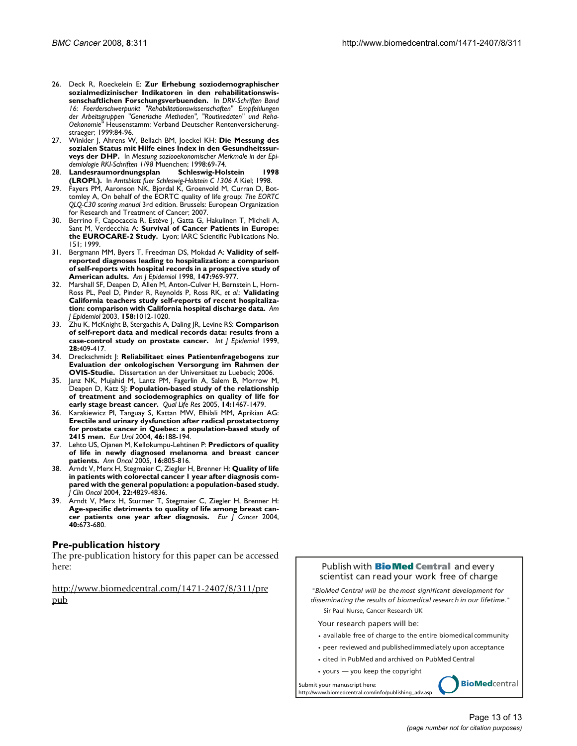26. Deck R, Roeckelein E: **Zur Erhebung soziodemographischer sozialmedizinischer Indikatoren in den rehabilitationswissenschaftlichen Forschungsverbuenden.** In *DRV-Schriften Band 16: Foerderschwerpunkt "Rehabilitationswissenschaften" Empfehlungen der Arbeitsgruppen "Generische Methoden", "Routinedaten" und Reha-Oekonomie"* Heusenstamm: Verband Deutscher Rentenversicherungstraeger; 1999:84-96.
27. Winkler J, Ahrens W, Bellach BM, Joeckel KH: **Die Messung des sozialen Status mit Hilfe eines Index in den Gesundheitssurveys der DHP.** In *Messung soziooekonomischer Merkmale in der Epidemiologie RKI-Schriften 1/98* Muenchen; 1998:69-74.
28. **Landesraumordnungsplan Schleswig-Holstein 1998 (LROPl.).** In *Amtsblatt fuer Schleswig-Holstein C 1306 A* Kiel; 1998.
29. Fayers PM, Aaronson NK, Bjordal K, Groenvold M, Curran D, Bottomley A, On behalf of the EORTC quality of life group: *The EORTC QLQ-C30 scoring manual* 3rd edition. Brussels: European Organization for Research and Treatment of Cancer; 2007.
30. Berrino F, Capocaccia R, Estève J, Gatta G, Hakulinen T, Micheli A, Sant M, Verdecchia A: **Survival of Cancer Patients in Europe: the EUROCARE-2 Study.** Lyon; IARC Scientific Publications No. 151; 1999.
31. Bergmann MM, Byers T, Freedman DS, Mokdad A: **Validity of self-reported diagnoses leading to hospitalization: a comparison of self-reports with hospital records in a prospective study of American adults.** *Am J Epidemiol* 1998, **147:**969-977.
32. Marshall SF, Deapen D, Allen M, Anton-Culver H, Bernstein L, Horn-Ross PL, Peel D, Pinder R, Reynolds P, Ross RK, *et al.*: **Validating California teachers study self-reports of recent hospitalization: comparison with California hospital discharge data.** *Am J Epidemiol* 2003, **158:**1012-1020.
33. Zhu K, McKnight B, Stergachis A, Daling JR, Levine RS: **Comparison of self-report data and medical records data: results from a case-control study on prostate cancer.** *Int J Epidemiol* 1999, **28:**409-417.
34. Dreckschmidt J: **Reliabilitaet eines Patientenfragebogens zur Evaluation der onkologischen Versorgung im Rahmen der OVIS-Studie.** Dissertation an der Universitaet zu Luebeck; 2006.
35. Janz NK, Mujahid M, Lantz PM, Fagerlin A, Salem B, Morrow M, Deapen D, Katz SJ: **Population-based study of the relationship of treatment and sociodemographics on quality of life for early stage breast cancer.** *Qual Life Res* 2005, **14:**1467-1479.
36. Karakiewicz PI, Tanguay S, Kattan MW, Elhilali MM, Aprikian AG: **Erectile and urinary dysfunction after radical prostatectomy for prostate cancer in Quebec: a population-based study of 2415 men.** *Eur Urol* 2004, **46:**188-194.
37. Lehto US, Ojanen M, Kellokumpu-Lehtinen P: **Predictors of quality of life in newly diagnosed melanoma and breast cancer patients.** *Ann Oncol* 2005, **16:**805-816.
38. Arndt V, Merx H, Stegmaier C, Ziegler H, Brenner H: **Quality of life in patients with colorectal cancer 1 year after diagnosis compared with the general population: a population-based study.** *J Clin Oncol* 2004, **22:**4829-4836.
39. Arndt V, Merx H, Sturmer T, Stegmaier C, Ziegler H, Brenner H: **Age-specific detriments to quality of life among breast cancer patients one year after diagnosis.** *Eur J Cancer* 2004, **40:**673-680.

## Pre-publication history

The pre-publication history for this paper can be accessed here:

http://www.biomedcentral.com/1471-2407/8/311/prepub

Publish with **BioMed Central** and every scientist can read your work free of charge

*"BioMed Central will be the most significant development for disseminating the results of biomedical research in our lifetime."*
Sir Paul Nurse, Cancer Research UK

Your research papers will be:

- available free of charge to the entire biomedical community
- peer reviewed and published immediately upon acceptance
- cited in PubMed and archived on PubMed Central
- yours — you keep the copyright

Submit your manuscript here:
http://www.biomedcentral.com/info/publishing_adv.asp

**BioMed**central